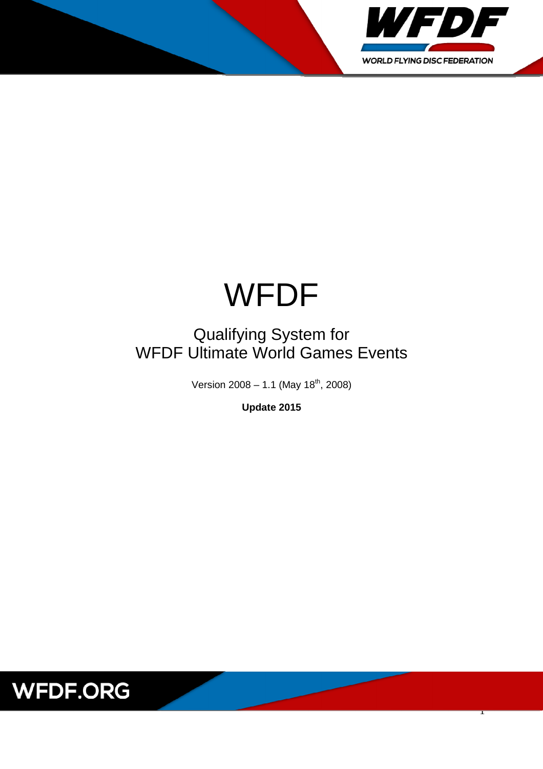# WFDF

## Qualifying System for WFDF Ultimate World Games Events

Version 2008 – 1.1 (May 18th, 2008)

**Update 2015**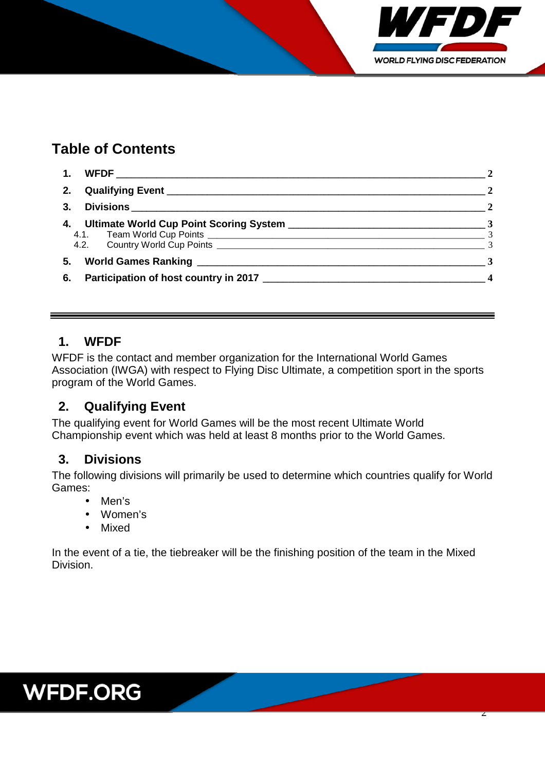## Table of Contents

1. **WFDF** — 2
2. **Qualifying Event** — 2
3. **Divisions** — 2
4. **Ultimate World Cup Point Scoring System** — 3
   - 4.1. Team World Cup Points — 3
   - 4.2. Country World Cup Points — 3
5. **World Games Ranking** — 3
6. **Participation of host country in 2017** — 4

---

## 1. WFDF

WFDF is the contact and member organization for the International World Games Association (IWGA) with respect to Flying Disc Ultimate, a competition sport in the sports program of the World Games.

## 2. Qualifying Event

The qualifying event for World Games will be the most recent Ultimate World Championship event which was held at least 8 months prior to the World Games.

## 3. Divisions

The following divisions will primarily be used to determine which countries qualify for World Games:

- Men's
- Women's
- Mixed

In the event of a tie, the tiebreaker will be the finishing position of the team in the Mixed Division.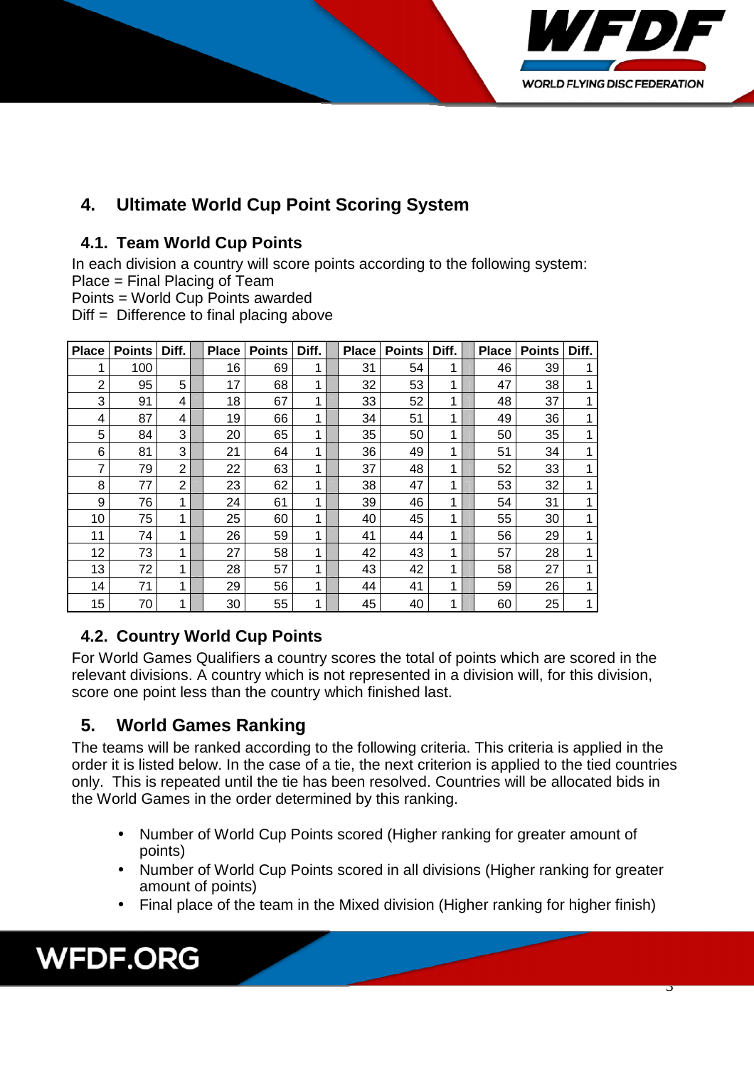## 4. Ultimate World Cup Point Scoring System

### 4.1. Team World Cup Points

In each division a country will score points according to the following system:
Place = Final Placing of Team
Points = World Cup Points awarded
Diff = Difference to final placing above

| Place | Points | Diff. | | Place | Points | Diff. | | Place | Points | Diff. | | Place | Points | Diff. |
|---|---|---|---|---|---|---|---|---|---|---|---|---|---|---|
| 1 | 100 | | | 16 | 69 | 1 | | 31 | 54 | 1 | | 46 | 39 | 1 |
| 2 | 95 | 5 | | 17 | 68 | 1 | | 32 | 53 | 1 | | 47 | 38 | 1 |
| 3 | 91 | 4 | | 18 | 67 | 1 | | 33 | 52 | 1 | | 48 | 37 | 1 |
| 4 | 87 | 4 | | 19 | 66 | 1 | | 34 | 51 | 1 | | 49 | 36 | 1 |
| 5 | 84 | 3 | | 20 | 65 | 1 | | 35 | 50 | 1 | | 50 | 35 | 1 |
| 6 | 81 | 3 | | 21 | 64 | 1 | | 36 | 49 | 1 | | 51 | 34 | 1 |
| 7 | 79 | 2 | | 22 | 63 | 1 | | 37 | 48 | 1 | | 52 | 33 | 1 |
| 8 | 77 | 2 | | 23 | 62 | 1 | | 38 | 47 | 1 | | 53 | 32 | 1 |
| 9 | 76 | 1 | | 24 | 61 | 1 | | 39 | 46 | 1 | | 54 | 31 | 1 |
| 10 | 75 | 1 | | 25 | 60 | 1 | | 40 | 45 | 1 | | 55 | 30 | 1 |
| 11 | 74 | 1 | | 26 | 59 | 1 | | 41 | 44 | 1 | | 56 | 29 | 1 |
| 12 | 73 | 1 | | 27 | 58 | 1 | | 42 | 43 | 1 | | 57 | 28 | 1 |
| 13 | 72 | 1 | | 28 | 57 | 1 | | 43 | 42 | 1 | | 58 | 27 | 1 |
| 14 | 71 | 1 | | 29 | 56 | 1 | | 44 | 41 | 1 | | 59 | 26 | 1 |
| 15 | 70 | 1 | | 30 | 55 | 1 | | 45 | 40 | 1 | | 60 | 25 | 1 |

### 4.2. Country World Cup Points

For World Games Qualifiers a country scores the total of points which are scored in the relevant divisions. A country which is not represented in a division will, for this division, score one point less than the country which finished last.

## 5. World Games Ranking

The teams will be ranked according to the following criteria. This criteria is applied in the order it is listed below. In the case of a tie, the next criterion is applied to the tied countries only. This is repeated until the tie has been resolved. Countries will be allocated bids in the World Games in the order determined by this ranking.

- Number of World Cup Points scored (Higher ranking for greater amount of points)
- Number of World Cup Points scored in all divisions (Higher ranking for greater amount of points)
- Final place of the team in the Mixed division (Higher ranking for higher finish)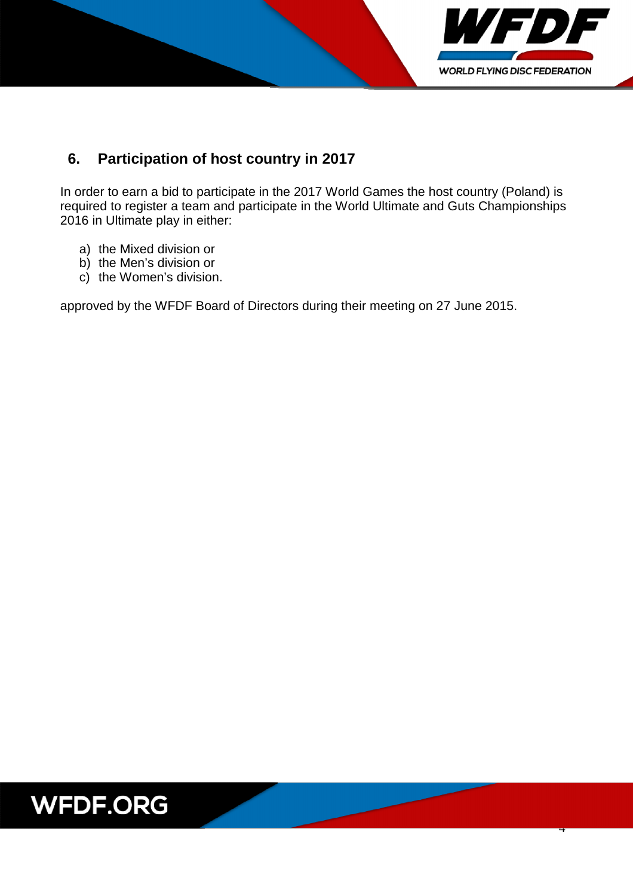## 6. Participation of host country in 2017

In order to earn a bid to participate in the 2017 World Games the host country (Poland) is required to register a team and participate in the World Ultimate and Guts Championships 2016 in Ultimate play in either:

a) the Mixed division or
b) the Men's division or
c) the Women's division.

approved by the WFDF Board of Directors during their meeting on 27 June 2015.